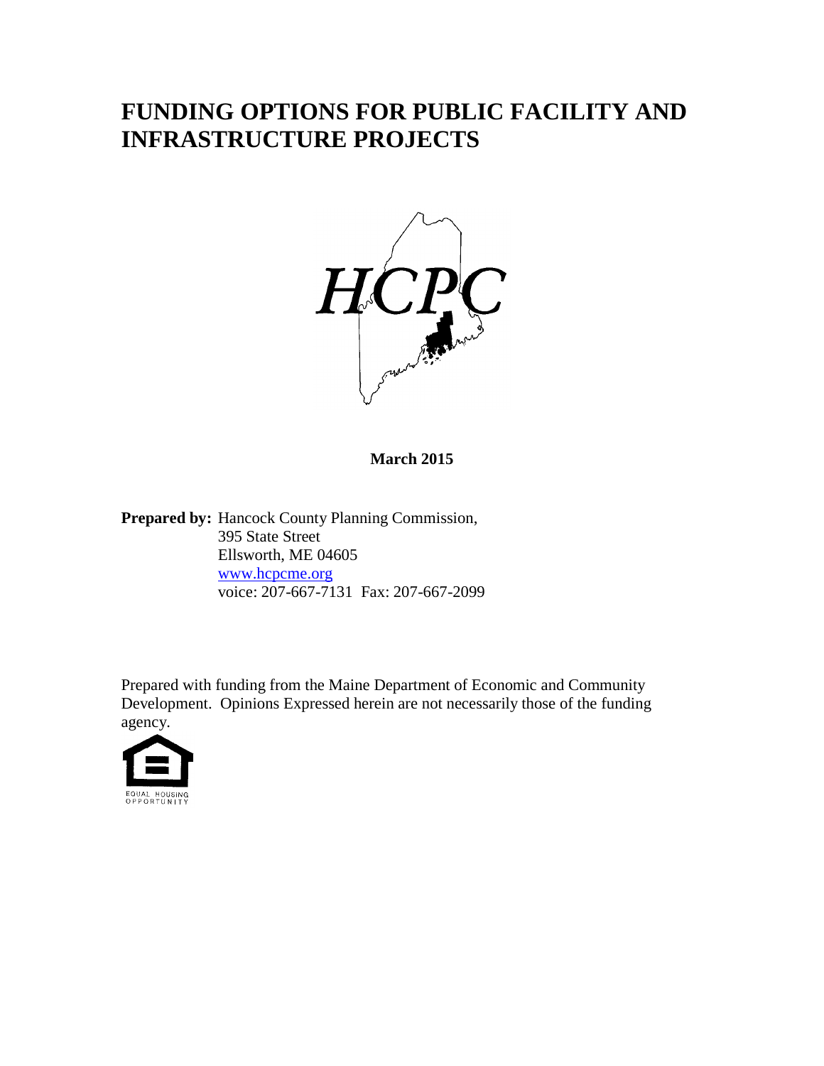# FUNDING OPTIONS FOR PUBLIC FACILITY AND INFRASTRUCTURE PROJECTS

HCPC

**March 2015**

**Prepared by:** Hancock County Planning Commission,
395 State Street
Ellsworth, ME 04605
[www.hcpcme.org](http://www.hcpcme.org)
voice: 207-667-7131 Fax: 207-667-2099

Prepared with funding from the Maine Department of Economic and Community Development. Opinions Expressed herein are not necessarily those of the funding agency.

EQUAL HOUSING OPPORTUNITY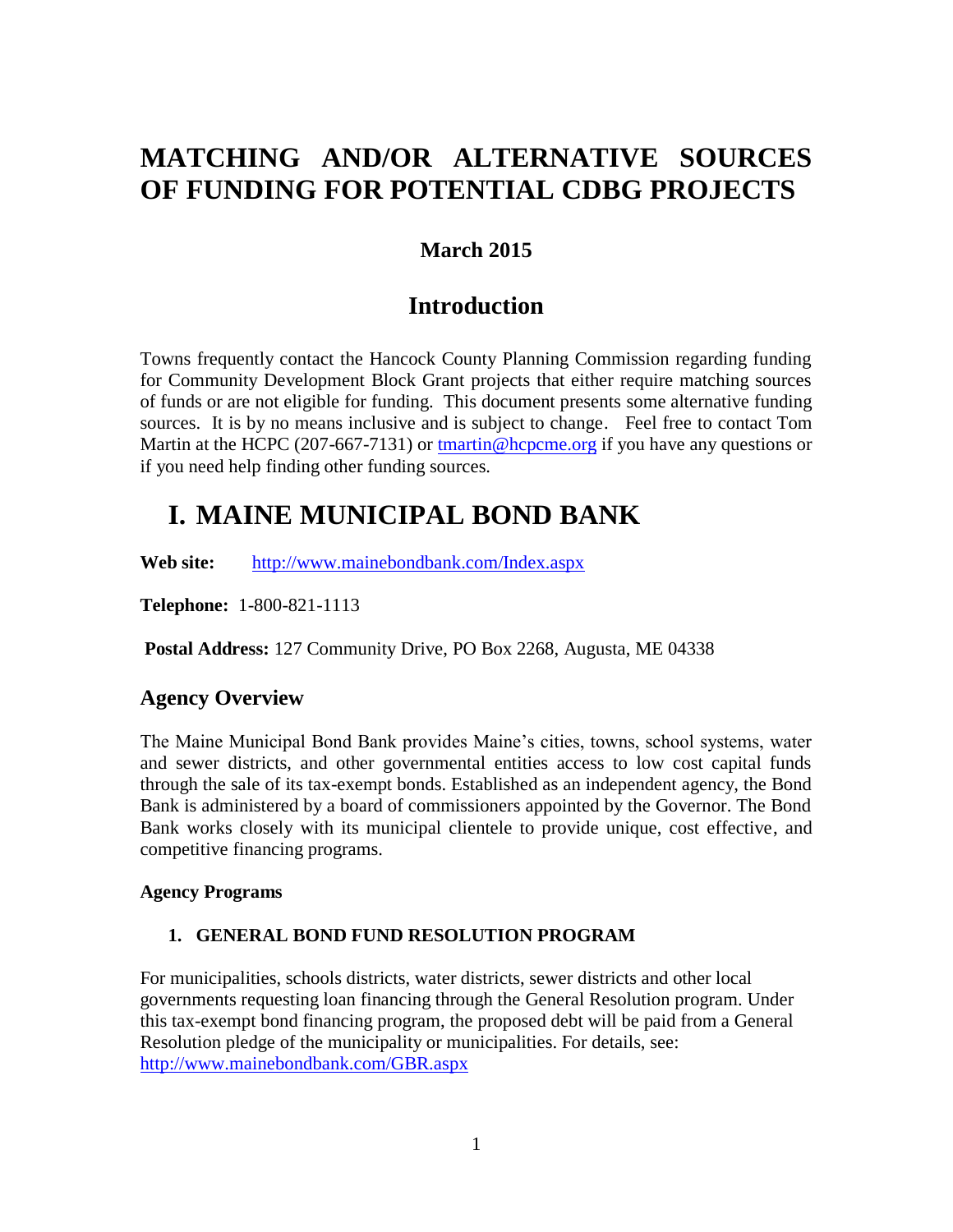# MATCHING AND/OR ALTERNATIVE SOURCES OF FUNDING FOR POTENTIAL CDBG PROJECTS

### March 2015

## Introduction

Towns frequently contact the Hancock County Planning Commission regarding funding for Community Development Block Grant projects that either require matching sources of funds or are not eligible for funding. This document presents some alternative funding sources. It is by no means inclusive and is subject to change. Feel free to contact Tom Martin at the HCPC (207-667-7131) or [tmartin@hcpcme.org](mailto:tmartin@hcpcme.org) if you have any questions or if you need help finding other funding sources.

# I. MAINE MUNICIPAL BOND BANK

**Web site:** [http://www.mainebondbank.com/Index.aspx](http://www.mainebondbank.com/Index.aspx)

**Telephone:** 1-800-821-1113

**Postal Address:** 127 Community Drive, PO Box 2268, Augusta, ME 04338

## Agency Overview

The Maine Municipal Bond Bank provides Maine's cities, towns, school systems, water and sewer districts, and other governmental entities access to low cost capital funds through the sale of its tax-exempt bonds. Established as an independent agency, the Bond Bank is administered by a board of commissioners appointed by the Governor. The Bond Bank works closely with its municipal clientele to provide unique, cost effective, and competitive financing programs.

#### Agency Programs

1. **GENERAL BOND FUND RESOLUTION PROGRAM**

For municipalities, schools districts, water districts, sewer districts and other local governments requesting loan financing through the General Resolution program. Under this tax-exempt bond financing program, the proposed debt will be paid from a General Resolution pledge of the municipality or municipalities. For details, see: [http://www.mainebondbank.com/GBR.aspx](http://www.mainebondbank.com/GBR.aspx)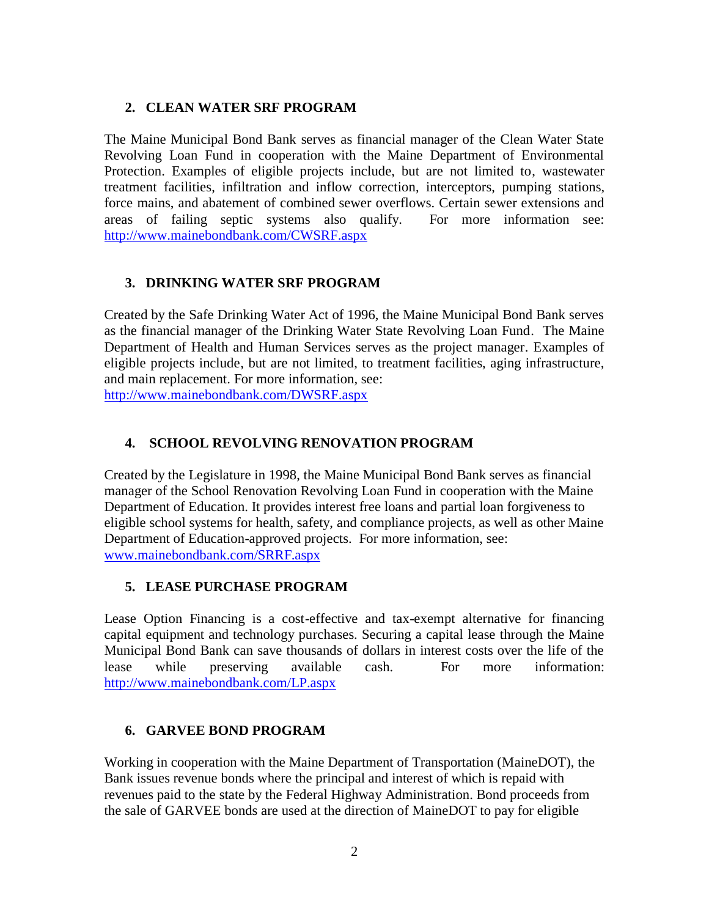## 2. CLEAN WATER SRF PROGRAM

The Maine Municipal Bond Bank serves as financial manager of the Clean Water State Revolving Loan Fund in cooperation with the Maine Department of Environmental Protection. Examples of eligible projects include, but are not limited to, wastewater treatment facilities, infiltration and inflow correction, interceptors, pumping stations, force mains, and abatement of combined sewer overflows. Certain sewer extensions and areas of failing septic systems also qualify. For more information see: http://www.mainebondbank.com/CWSRF.aspx

## 3. DRINKING WATER SRF PROGRAM

Created by the Safe Drinking Water Act of 1996, the Maine Municipal Bond Bank serves as the financial manager of the Drinking Water State Revolving Loan Fund. The Maine Department of Health and Human Services serves as the project manager. Examples of eligible projects include, but are not limited, to treatment facilities, aging infrastructure, and main replacement. For more information, see:
http://www.mainebondbank.com/DWSRF.aspx

## 4. SCHOOL REVOLVING RENOVATION PROGRAM

Created by the Legislature in 1998, the Maine Municipal Bond Bank serves as financial manager of the School Renovation Revolving Loan Fund in cooperation with the Maine Department of Education. It provides interest free loans and partial loan forgiveness to eligible school systems for health, safety, and compliance projects, as well as other Maine Department of Education-approved projects. For more information, see:
www.mainebondbank.com/SRRF.aspx

## 5. LEASE PURCHASE PROGRAM

Lease Option Financing is a cost-effective and tax-exempt alternative for financing capital equipment and technology purchases. Securing a capital lease through the Maine Municipal Bond Bank can save thousands of dollars in interest costs over the life of the lease while preserving available cash. For more information: http://www.mainebondbank.com/LP.aspx

## 6. GARVEE BOND PROGRAM

Working in cooperation with the Maine Department of Transportation (MaineDOT), the Bank issues revenue bonds where the principal and interest of which is repaid with revenues paid to the state by the Federal Highway Administration. Bond proceeds from the sale of GARVEE bonds are used at the direction of MaineDOT to pay for eligible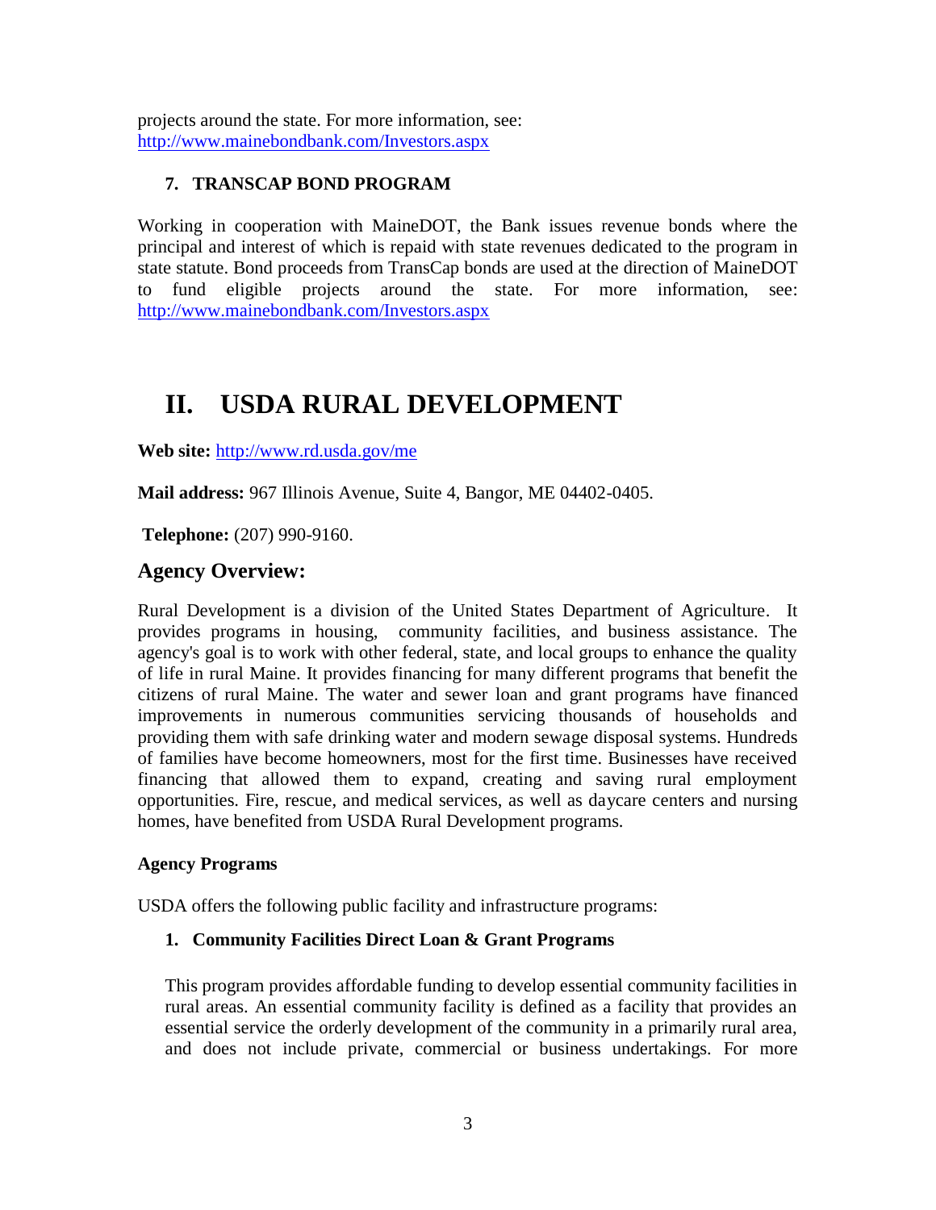projects around the state. For more information, see: http://www.mainebondbank.com/Investors.aspx

### 7. TRANSCAP BOND PROGRAM

Working in cooperation with MaineDOT, the Bank issues revenue bonds where the principal and interest of which is repaid with state revenues dedicated to the program in state statute. Bond proceeds from TransCap bonds are used at the direction of MaineDOT to fund eligible projects around the state. For more information, see: http://www.mainebondbank.com/Investors.aspx

# II. USDA RURAL DEVELOPMENT

**Web site:** http://www.rd.usda.gov/me

**Mail address:** 967 Illinois Avenue, Suite 4, Bangor, ME 04402-0405.

**Telephone:** (207) 990-9160.

## Agency Overview:

Rural Development is a division of the United States Department of Agriculture. It provides programs in housing, community facilities, and business assistance. The agency's goal is to work with other federal, state, and local groups to enhance the quality of life in rural Maine. It provides financing for many different programs that benefit the citizens of rural Maine. The water and sewer loan and grant programs have financed improvements in numerous communities servicing thousands of households and providing them with safe drinking water and modern sewage disposal systems. Hundreds of families have become homeowners, most for the first time. Businesses have received financing that allowed them to expand, creating and saving rural employment opportunities. Fire, rescue, and medical services, as well as daycare centers and nursing homes, have benefited from USDA Rural Development programs.

**Agency Programs**

USDA offers the following public facility and infrastructure programs:

### 1. Community Facilities Direct Loan & Grant Programs

This program provides affordable funding to develop essential community facilities in rural areas. An essential community facility is defined as a facility that provides an essential service the orderly development of the community in a primarily rural area, and does not include private, commercial or business undertakings. For more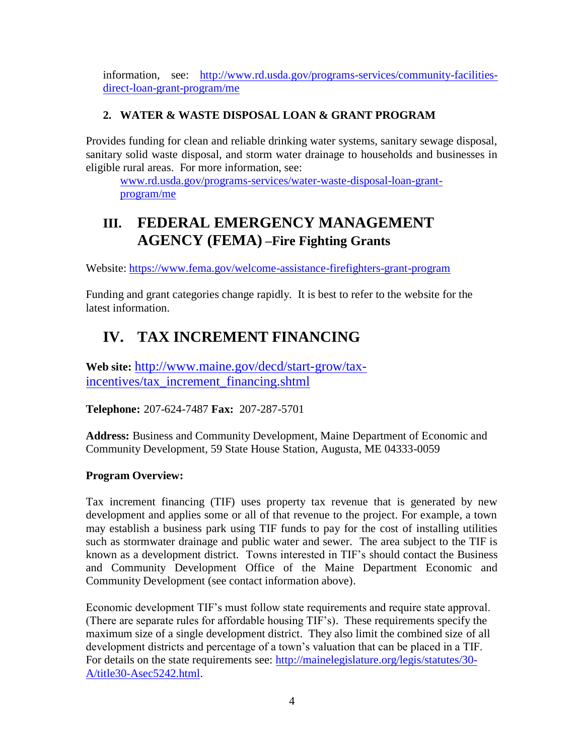information, see: http://www.rd.usda.gov/programs-services/community-facilities-direct-loan-grant-program/me

### 2. WATER & WASTE DISPOSAL LOAN & GRANT PROGRAM

Provides funding for clean and reliable drinking water systems, sanitary sewage disposal, sanitary solid waste disposal, and storm water drainage to households and businesses in eligible rural areas. For more information, see:

www.rd.usda.gov/programs-services/water-waste-disposal-loan-grant-program/me

## III. FEDERAL EMERGENCY MANAGEMENT AGENCY (FEMA) –Fire Fighting Grants

Website: https://www.fema.gov/welcome-assistance-firefighters-grant-program

Funding and grant categories change rapidly. It is best to refer to the website for the latest information.

## IV. TAX INCREMENT FINANCING

**Web site:** http://www.maine.gov/decd/start-grow/tax-incentives/tax_increment_financing.shtml

**Telephone:** 207-624-7487 **Fax:** 207-287-5701

**Address:** Business and Community Development, Maine Department of Economic and Community Development, 59 State House Station, Augusta, ME 04333-0059

**Program Overview:**

Tax increment financing (TIF) uses property tax revenue that is generated by new development and applies some or all of that revenue to the project. For example, a town may establish a business park using TIF funds to pay for the cost of installing utilities such as stormwater drainage and public water and sewer. The area subject to the TIF is known as a development district. Towns interested in TIF's should contact the Business and Community Development Office of the Maine Department Economic and Community Development (see contact information above).

Economic development TIF's must follow state requirements and require state approval. (There are separate rules for affordable housing TIF's). These requirements specify the maximum size of a single development district. They also limit the combined size of all development districts and percentage of a town's valuation that can be placed in a TIF. For details on the state requirements see: http://mainelegislature.org/legis/statutes/30-A/title30-Asec5242.html.